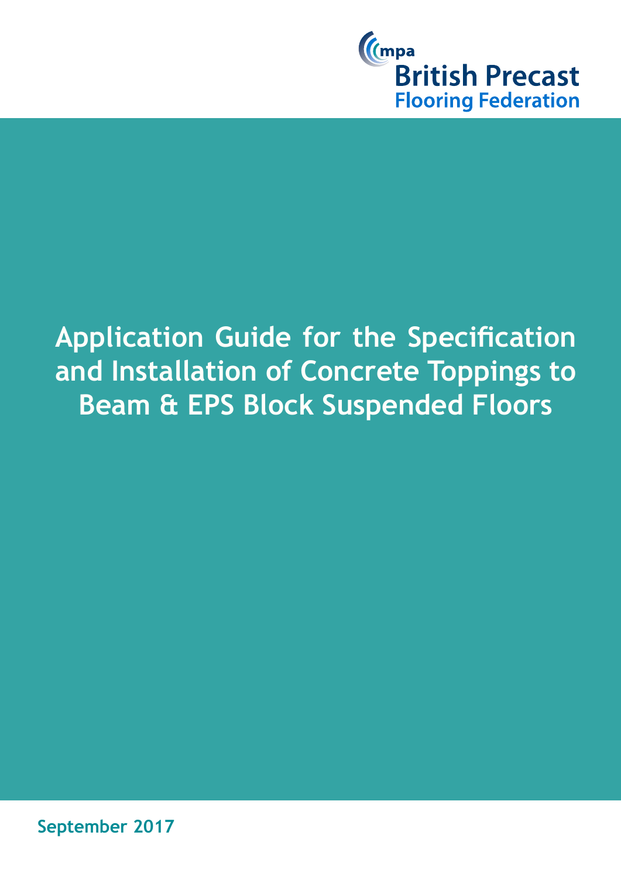mpa

British Precast

Flooring Federation

# Application Guide for the Specification and Installation of Concrete Toppings to Beam & EPS Block Suspended Floors

September 2017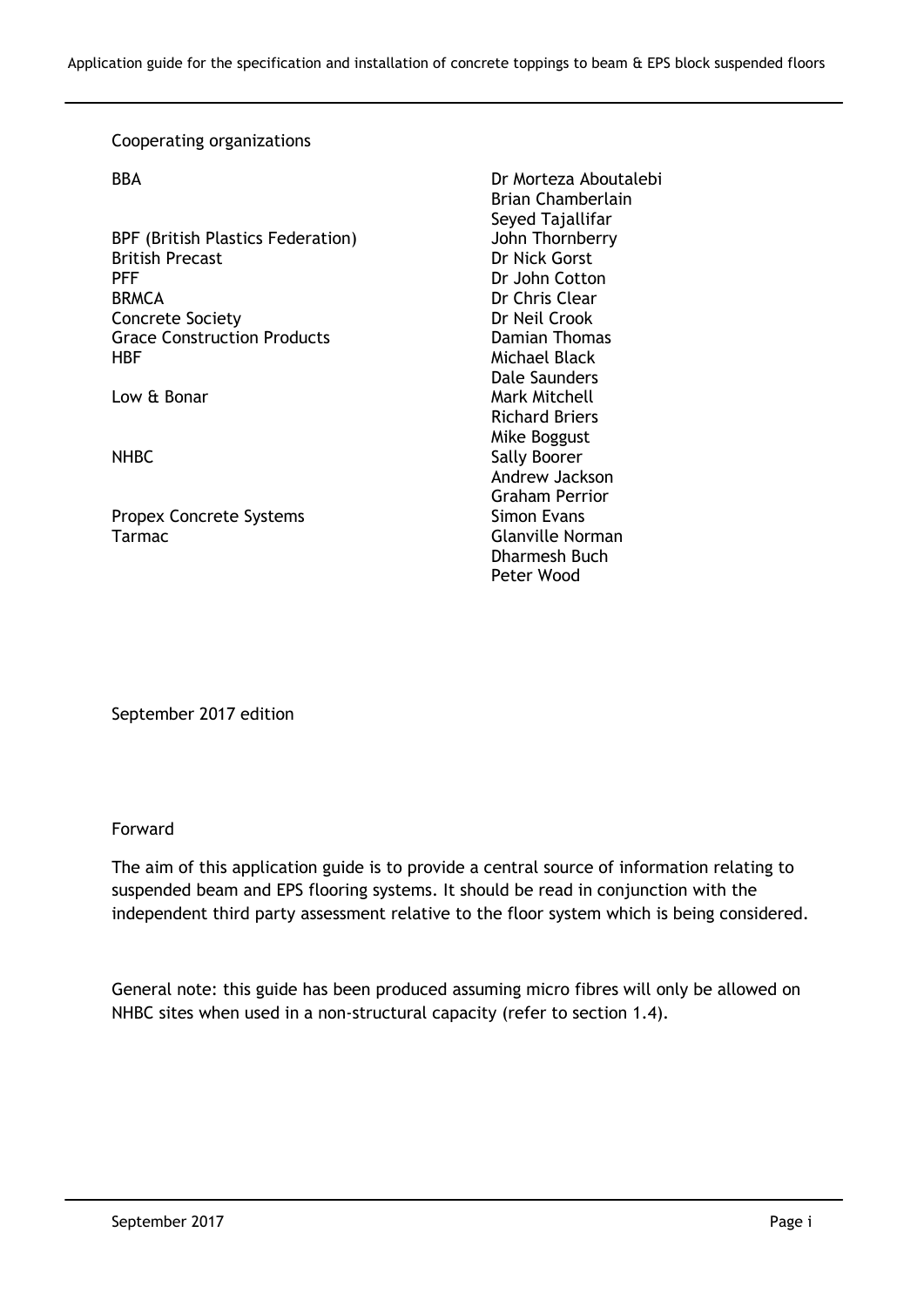Cooperating organizations

| Organization | Representative(s) |
| --- | --- |
| BBA | Dr Morteza Aboutalebi<br>Brian Chamberlain<br>Seyed Tajallifar |
| BPF (British Plastics Federation) | John Thornberry |
| British Precast | Dr Nick Gorst |
| PFF | Dr John Cotton |
| BRMCA | Dr Chris Clear |
| Concrete Society | Dr Neil Crook |
| Grace Construction Products | Damian Thomas |
| HBF | Michael Black<br>Dale Saunders |
| Low & Bonar | Mark Mitchell<br>Richard Briers<br>Mike Boggust |
| NHBC | Sally Boorer<br>Andrew Jackson<br>Graham Perrior |
| Propex Concrete Systems | Simon Evans |
| Tarmac | Glanville Norman<br>Dharmesh Buch<br>Peter Wood |

September 2017 edition

Forward

The aim of this application guide is to provide a central source of information relating to suspended beam and EPS flooring systems. It should be read in conjunction with the independent third party assessment relative to the floor system which is being considered.

General note: this guide has been produced assuming micro fibres will only be allowed on NHBC sites when used in a non-structural capacity (refer to section 1.4).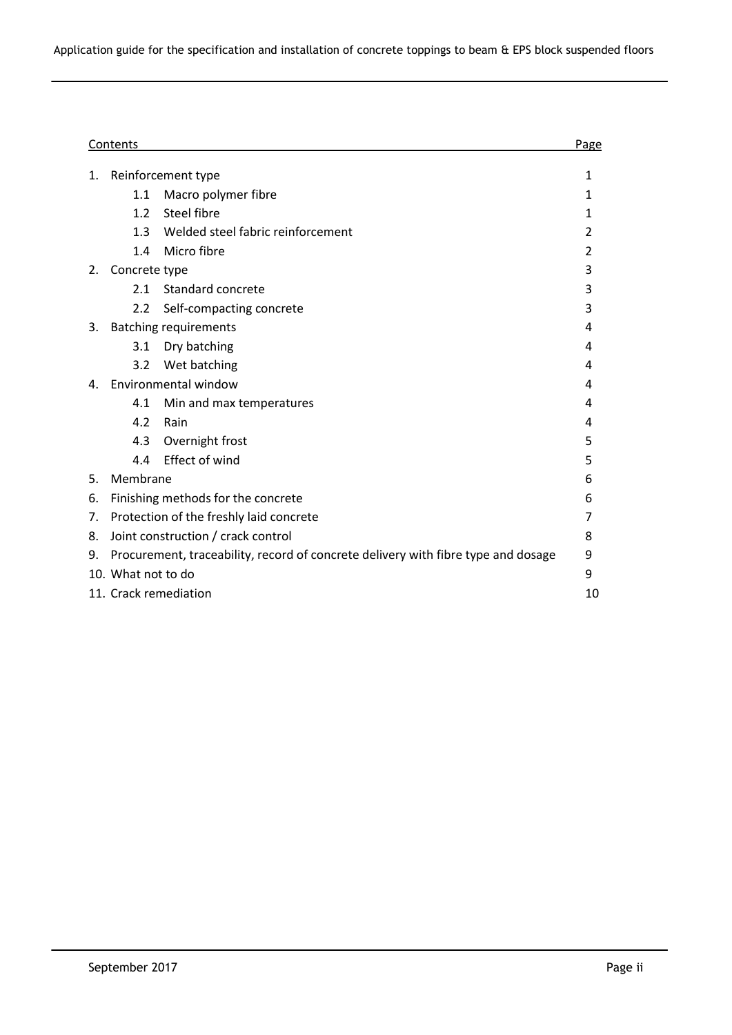| Contents | | Page |
|---|---|---|
| 1. | Reinforcement type | 1 |
| | 1.1 Macro polymer fibre | 1 |
| | 1.2 Steel fibre | 1 |
| | 1.3 Welded steel fabric reinforcement | 2 |
| | 1.4 Micro fibre | 2 |
| 2. | Concrete type | 3 |
| | 2.1 Standard concrete | 3 |
| | 2.2 Self-compacting concrete | 3 |
| 3. | Batching requirements | 4 |
| | 3.1 Dry batching | 4 |
| | 3.2 Wet batching | 4 |
| 4. | Environmental window | 4 |
| | 4.1 Min and max temperatures | 4 |
| | 4.2 Rain | 4 |
| | 4.3 Overnight frost | 5 |
| | 4.4 Effect of wind | 5 |
| 5. | Membrane | 6 |
| 6. | Finishing methods for the concrete | 6 |
| 7. | Protection of the freshly laid concrete | 7 |
| 8. | Joint construction / crack control | 8 |
| 9. | Procurement, traceability, record of concrete delivery with fibre type and dosage | 9 |
| 10. | What not to do | 9 |
| 11. | Crack remediation | 10 |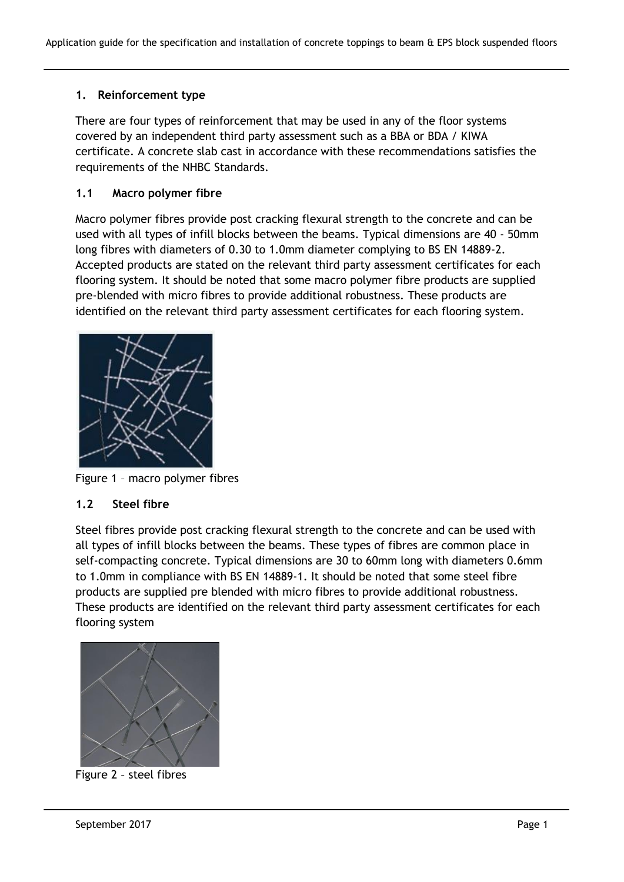## 1. Reinforcement type

There are four types of reinforcement that may be used in any of the floor systems covered by an independent third party assessment such as a BBA or BDA / KIWA certificate. A concrete slab cast in accordance with these recommendations satisfies the requirements of the NHBC Standards.

### 1.1 Macro polymer fibre

Macro polymer fibres provide post cracking flexural strength to the concrete and can be used with all types of infill blocks between the beams. Typical dimensions are 40 - 50mm long fibres with diameters of 0.30 to 1.0mm diameter complying to BS EN 14889-2. Accepted products are stated on the relevant third party assessment certificates for each flooring system. It should be noted that some macro polymer fibre products are supplied pre-blended with micro fibres to provide additional robustness. These products are identified on the relevant third party assessment certificates for each flooring system.

Figure 1 – macro polymer fibres

### 1.2 Steel fibre

Steel fibres provide post cracking flexural strength to the concrete and can be used with all types of infill blocks between the beams. These types of fibres are common place in self-compacting concrete. Typical dimensions are 30 to 60mm long with diameters 0.6mm to 1.0mm in compliance with BS EN 14889-1. It should be noted that some steel fibre products are supplied pre blended with micro fibres to provide additional robustness. These products are identified on the relevant third party assessment certificates for each flooring system

Figure 2 – steel fibres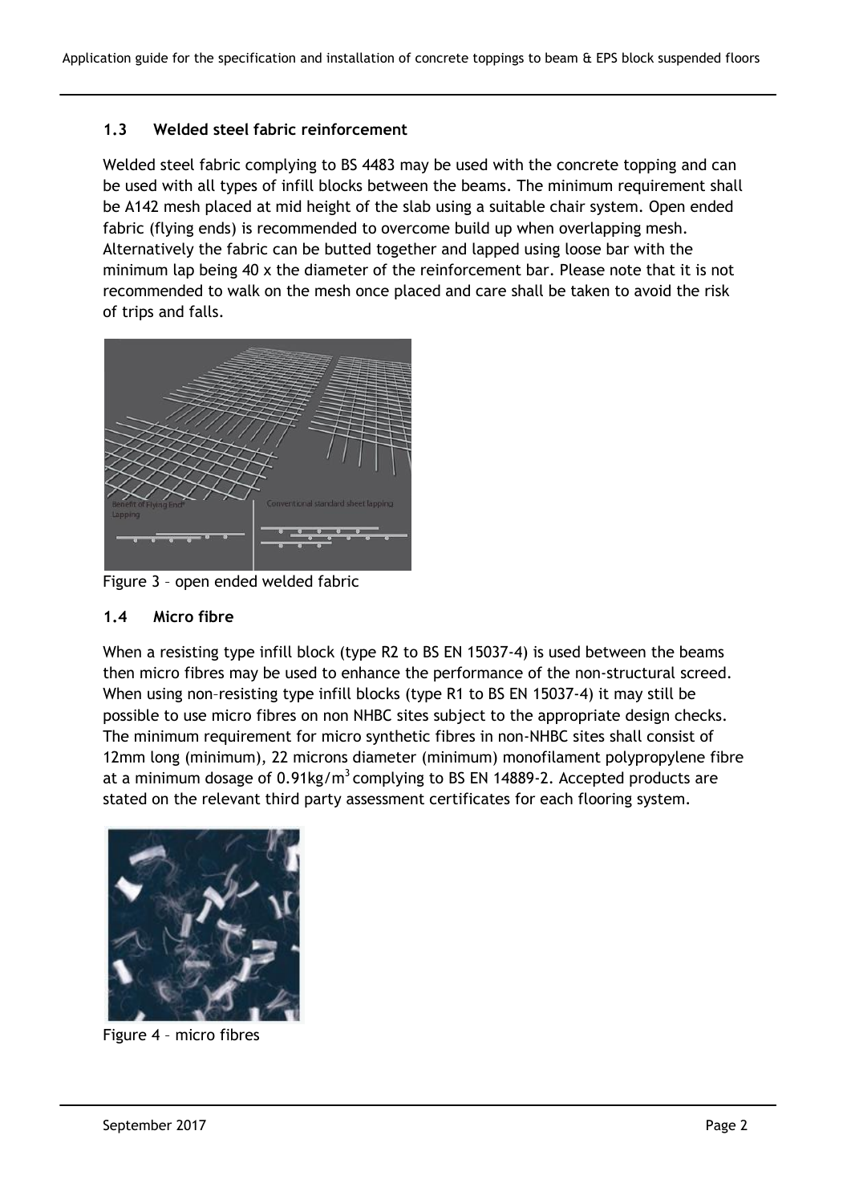### 1.3 Welded steel fabric reinforcement

Welded steel fabric complying to BS 4483 may be used with the concrete topping and can be used with all types of infill blocks between the beams. The minimum requirement shall be A142 mesh placed at mid height of the slab using a suitable chair system. Open ended fabric (flying ends) is recommended to overcome build up when overlapping mesh. Alternatively the fabric can be butted together and lapped using loose bar with the minimum lap being 40 x the diameter of the reinforcement bar. Please note that it is not recommended to walk on the mesh once placed and care shall be taken to avoid the risk of trips and falls.

Figure 3 – open ended welded fabric

### 1.4 Micro fibre

When a resisting type infill block (type R2 to BS EN 15037-4) is used between the beams then micro fibres may be used to enhance the performance of the non-structural screed. When using non–resisting type infill blocks (type R1 to BS EN 15037-4) it may still be possible to use micro fibres on non NHBC sites subject to the appropriate design checks. The minimum requirement for micro synthetic fibres in non-NHBC sites shall consist of 12mm long (minimum), 22 microns diameter (minimum) monofilament polypropylene fibre at a minimum dosage of 0.91kg/m$^3$ complying to BS EN 14889-2. Accepted products are stated on the relevant third party assessment certificates for each flooring system.

Figure 4 – micro fibres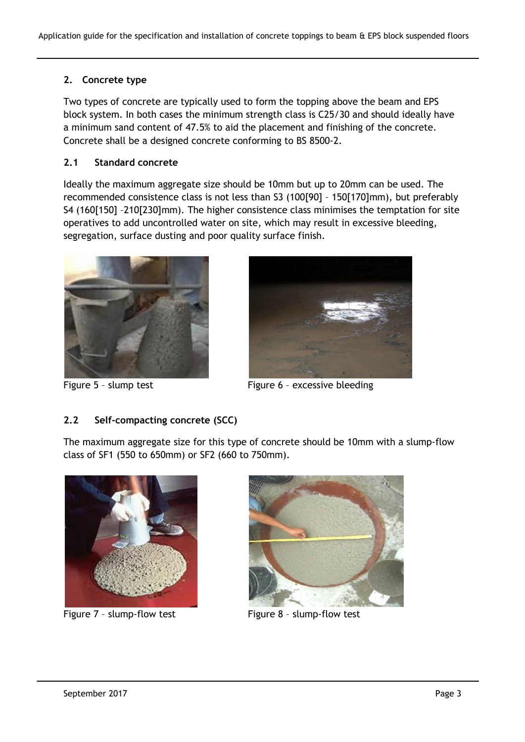## 2. Concrete type

Two types of concrete are typically used to form the topping above the beam and EPS block system. In both cases the minimum strength class is C25/30 and should ideally have a minimum sand content of 47.5% to aid the placement and finishing of the concrete. Concrete shall be a designed concrete conforming to BS 8500-2.

### 2.1 Standard concrete

Ideally the maximum aggregate size should be 10mm but up to 20mm can be used. The recommended consistence class is not less than S3 (100[90] – 150[170]mm), but preferably S4 (160[150] –210[230]mm). The higher consistence class minimises the temptation for site operatives to add uncontrolled water on site, which may result in excessive bleeding, segregation, surface dusting and poor quality surface finish.

Figure 5 – slump test

Figure 6 – excessive bleeding

### 2.2 Self-compacting concrete (SCC)

The maximum aggregate size for this type of concrete should be 10mm with a slump-flow class of SF1 (550 to 650mm) or SF2 (660 to 750mm).

Figure 7 – slump-flow test

Figure 8 – slump-flow test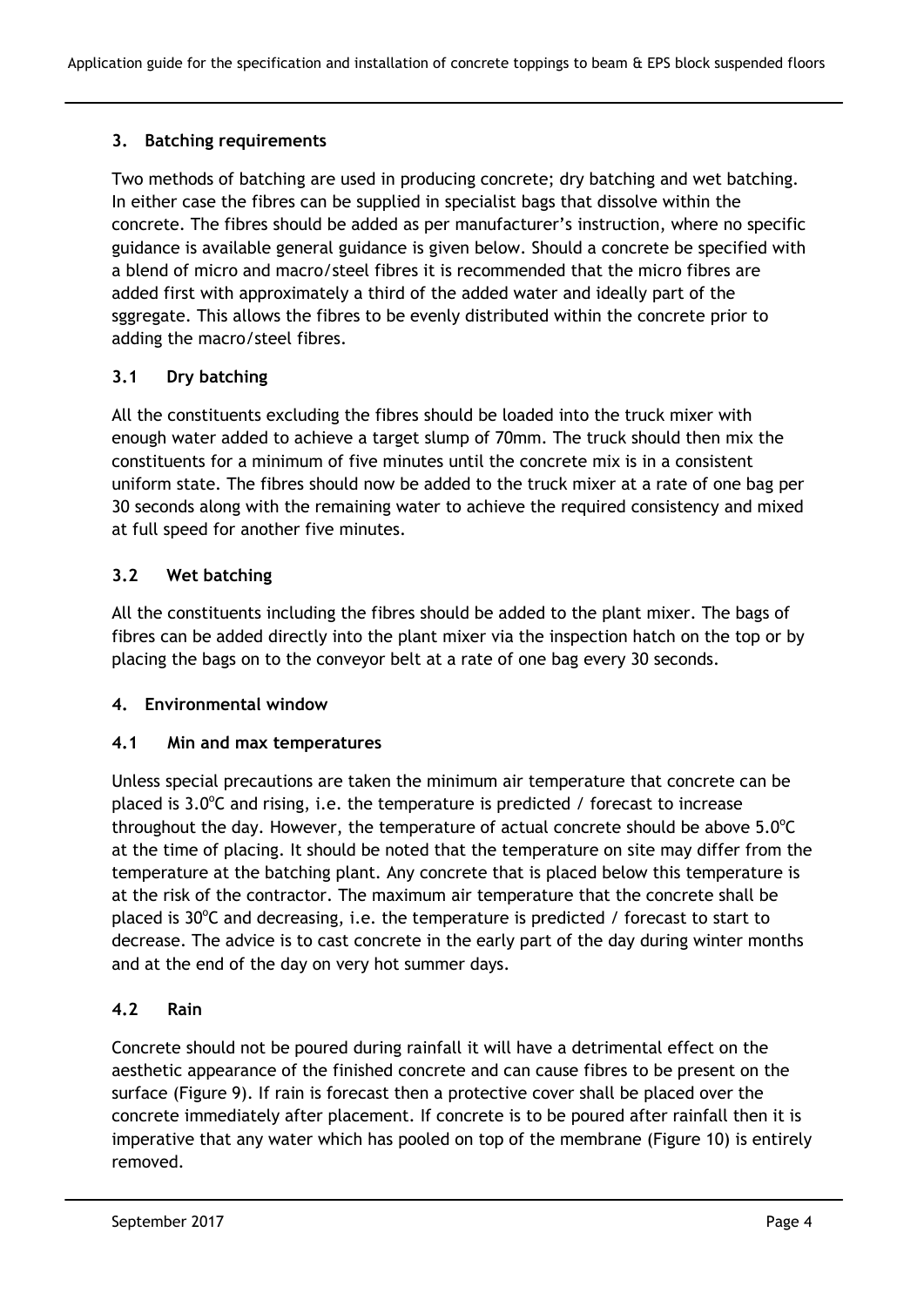## 3. Batching requirements

Two methods of batching are used in producing concrete; dry batching and wet batching. In either case the fibres can be supplied in specialist bags that dissolve within the concrete. The fibres should be added as per manufacturer's instruction, where no specific guidance is available general guidance is given below. Should a concrete be specified with a blend of micro and macro/steel fibres it is recommended that the micro fibres are added first with approximately a third of the added water and ideally part of the sggregate. This allows the fibres to be evenly distributed within the concrete prior to adding the macro/steel fibres.

### 3.1 Dry batching

All the constituents excluding the fibres should be loaded into the truck mixer with enough water added to achieve a target slump of 70mm. The truck should then mix the constituents for a minimum of five minutes until the concrete mix is in a consistent uniform state. The fibres should now be added to the truck mixer at a rate of one bag per 30 seconds along with the remaining water to achieve the required consistency and mixed at full speed for another five minutes.

### 3.2 Wet batching

All the constituents including the fibres should be added to the plant mixer. The bags of fibres can be added directly into the plant mixer via the inspection hatch on the top or by placing the bags on to the conveyor belt at a rate of one bag every 30 seconds.

## 4. Environmental window

### 4.1 Min and max temperatures

Unless special precautions are taken the minimum air temperature that concrete can be placed is 3.0°C and rising, i.e. the temperature is predicted / forecast to increase throughout the day. However, the temperature of actual concrete should be above 5.0°C at the time of placing. It should be noted that the temperature on site may differ from the temperature at the batching plant. Any concrete that is placed below this temperature is at the risk of the contractor. The maximum air temperature that the concrete shall be placed is 30°C and decreasing, i.e. the temperature is predicted / forecast to start to decrease. The advice is to cast concrete in the early part of the day during winter months and at the end of the day on very hot summer days.

### 4.2 Rain

Concrete should not be poured during rainfall it will have a detrimental effect on the aesthetic appearance of the finished concrete and can cause fibres to be present on the surface (Figure 9). If rain is forecast then a protective cover shall be placed over the concrete immediately after placement. If concrete is to be poured after rainfall then it is imperative that any water which has pooled on top of the membrane (Figure 10) is entirely removed.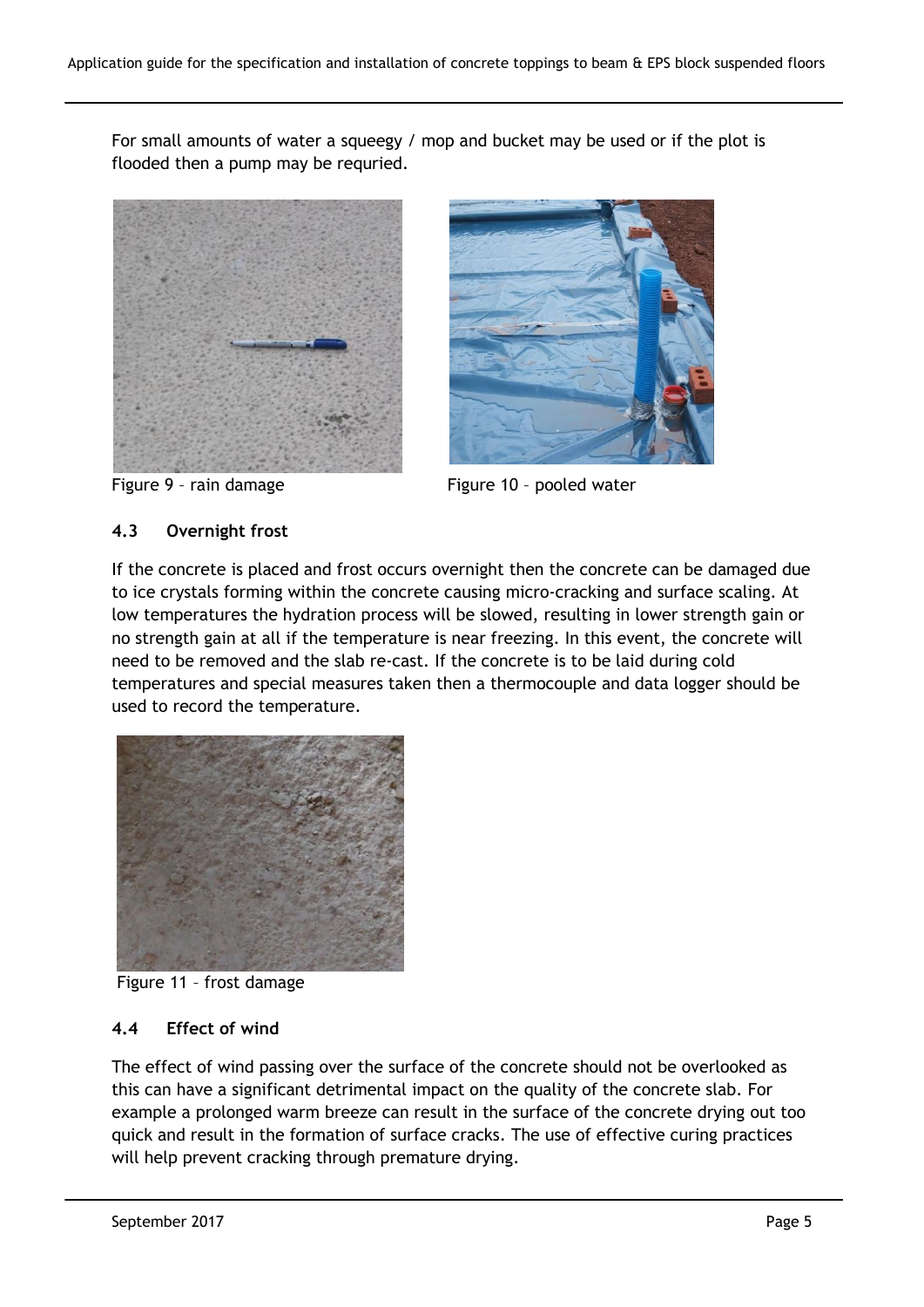For small amounts of water a squeegy / mop and bucket may be used or if the plot is flooded then a pump may be requried.

Figure 9 – rain damage

Figure 10 – pooled water

### 4.3 Overnight frost

If the concrete is placed and frost occurs overnight then the concrete can be damaged due to ice crystals forming within the concrete causing micro-cracking and surface scaling. At low temperatures the hydration process will be slowed, resulting in lower strength gain or no strength gain at all if the temperature is near freezing. In this event, the concrete will need to be removed and the slab re-cast. If the concrete is to be laid during cold temperatures and special measures taken then a thermocouple and data logger should be used to record the temperature.

Figure 11 – frost damage

### 4.4 Effect of wind

The effect of wind passing over the surface of the concrete should not be overlooked as this can have a significant detrimental impact on the quality of the concrete slab. For example a prolonged warm breeze can result in the surface of the concrete drying out too quick and result in the formation of surface cracks. The use of effective curing practices will help prevent cracking through premature drying.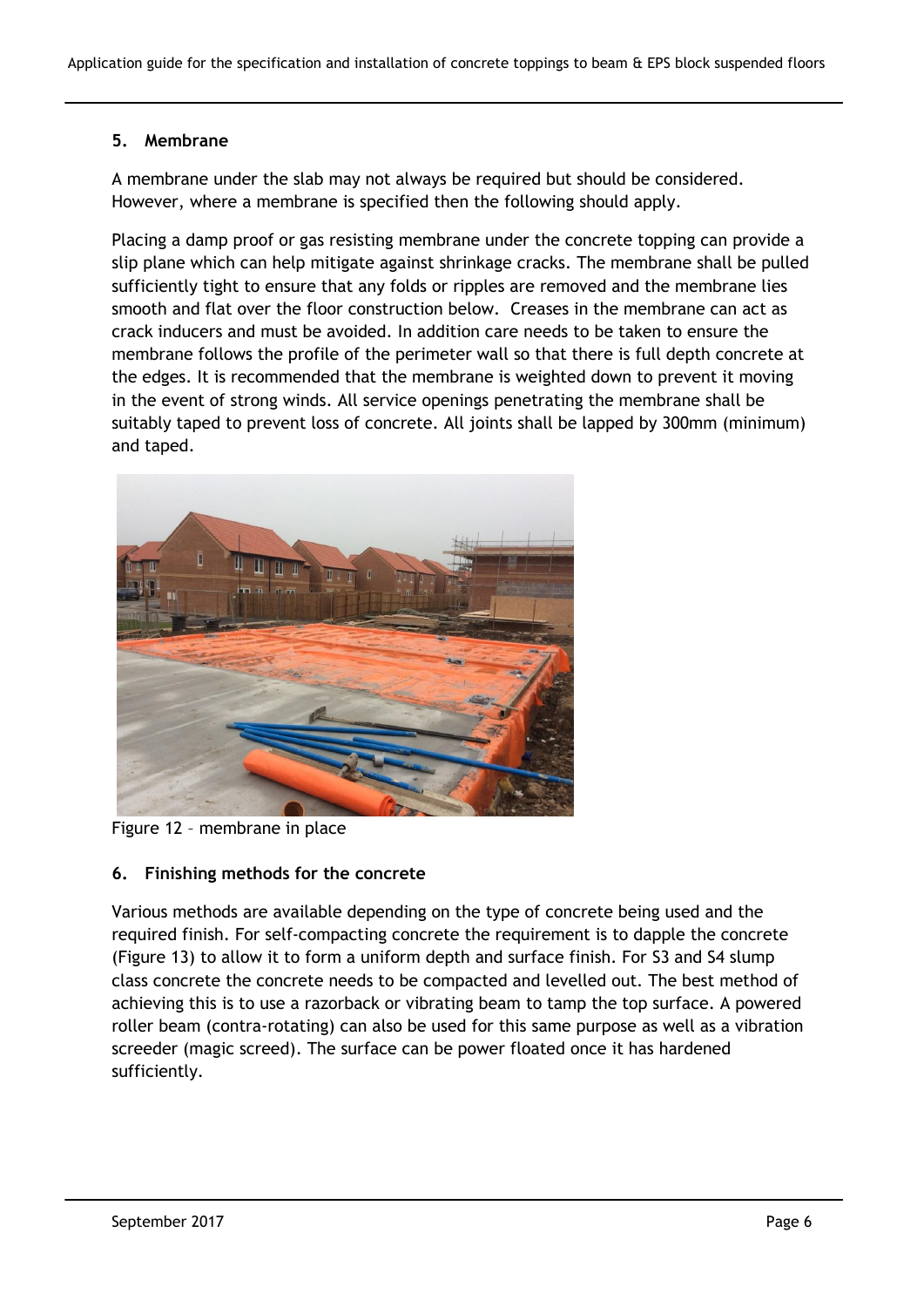## 5. Membrane

A membrane under the slab may not always be required but should be considered. However, where a membrane is specified then the following should apply.

Placing a damp proof or gas resisting membrane under the concrete topping can provide a slip plane which can help mitigate against shrinkage cracks. The membrane shall be pulled sufficiently tight to ensure that any folds or ripples are removed and the membrane lies smooth and flat over the floor construction below. Creases in the membrane can act as crack inducers and must be avoided. In addition care needs to be taken to ensure the membrane follows the profile of the perimeter wall so that there is full depth concrete at the edges. It is recommended that the membrane is weighted down to prevent it moving in the event of strong winds. All service openings penetrating the membrane shall be suitably taped to prevent loss of concrete. All joints shall be lapped by 300mm (minimum) and taped.

Figure 12 – membrane in place

## 6. Finishing methods for the concrete

Various methods are available depending on the type of concrete being used and the required finish. For self-compacting concrete the requirement is to dapple the concrete (Figure 13) to allow it to form a uniform depth and surface finish. For S3 and S4 slump class concrete the concrete needs to be compacted and levelled out. The best method of achieving this is to use a razorback or vibrating beam to tamp the top surface. A powered roller beam (contra-rotating) can also be used for this same purpose as well as a vibration screeder (magic screed). The surface can be power floated once it has hardened sufficiently.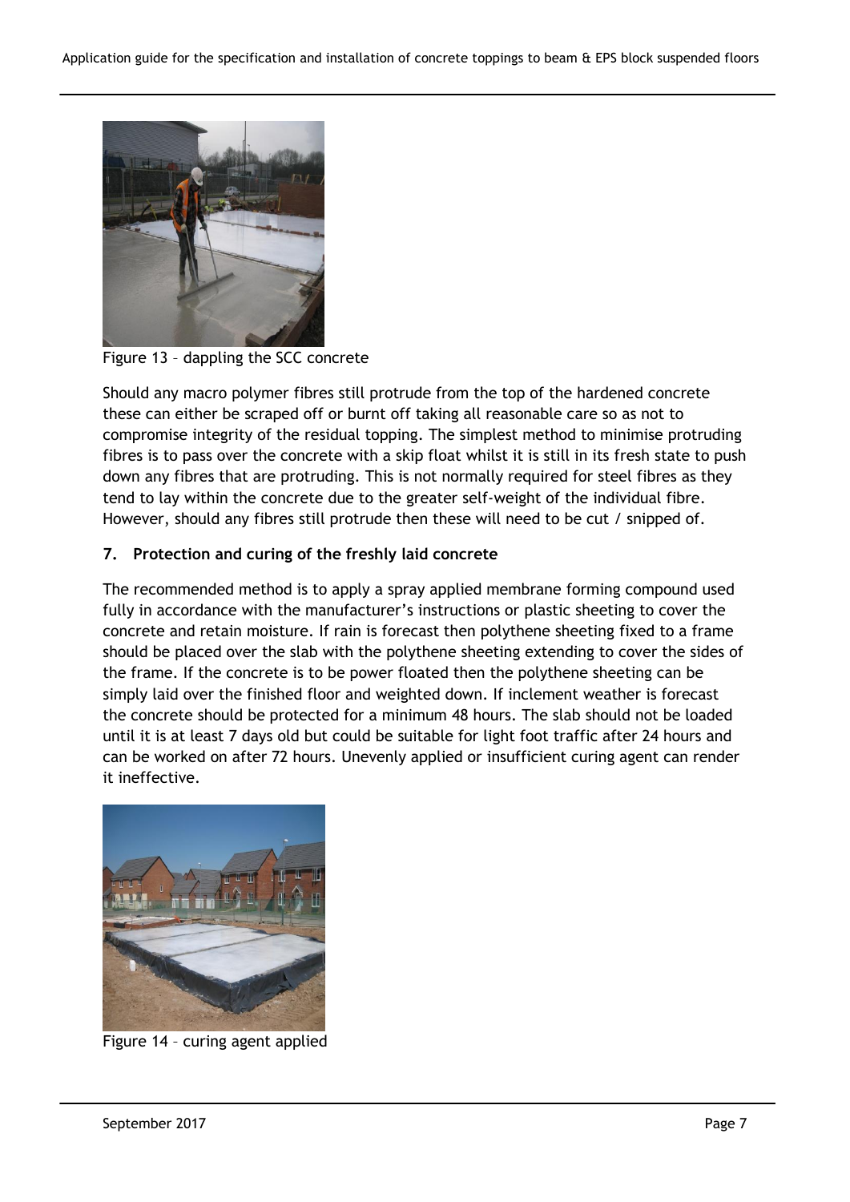Figure 13 – dappling the SCC concrete

Should any macro polymer fibres still protrude from the top of the hardened concrete these can either be scraped off or burnt off taking all reasonable care so as not to compromise integrity of the residual topping. The simplest method to minimise protruding fibres is to pass over the concrete with a skip float whilst it is still in its fresh state to push down any fibres that are protruding. This is not normally required for steel fibres as they tend to lay within the concrete due to the greater self-weight of the individual fibre. However, should any fibres still protrude then these will need to be cut / snipped of.

## 7. Protection and curing of the freshly laid concrete

The recommended method is to apply a spray applied membrane forming compound used fully in accordance with the manufacturer's instructions or plastic sheeting to cover the concrete and retain moisture. If rain is forecast then polythene sheeting fixed to a frame should be placed over the slab with the polythene sheeting extending to cover the sides of the frame. If the concrete is to be power floated then the polythene sheeting can be simply laid over the finished floor and weighted down. If inclement weather is forecast the concrete should be protected for a minimum 48 hours. The slab should not be loaded until it is at least 7 days old but could be suitable for light foot traffic after 24 hours and can be worked on after 72 hours. Unevenly applied or insufficient curing agent can render it ineffective.

Figure 14 – curing agent applied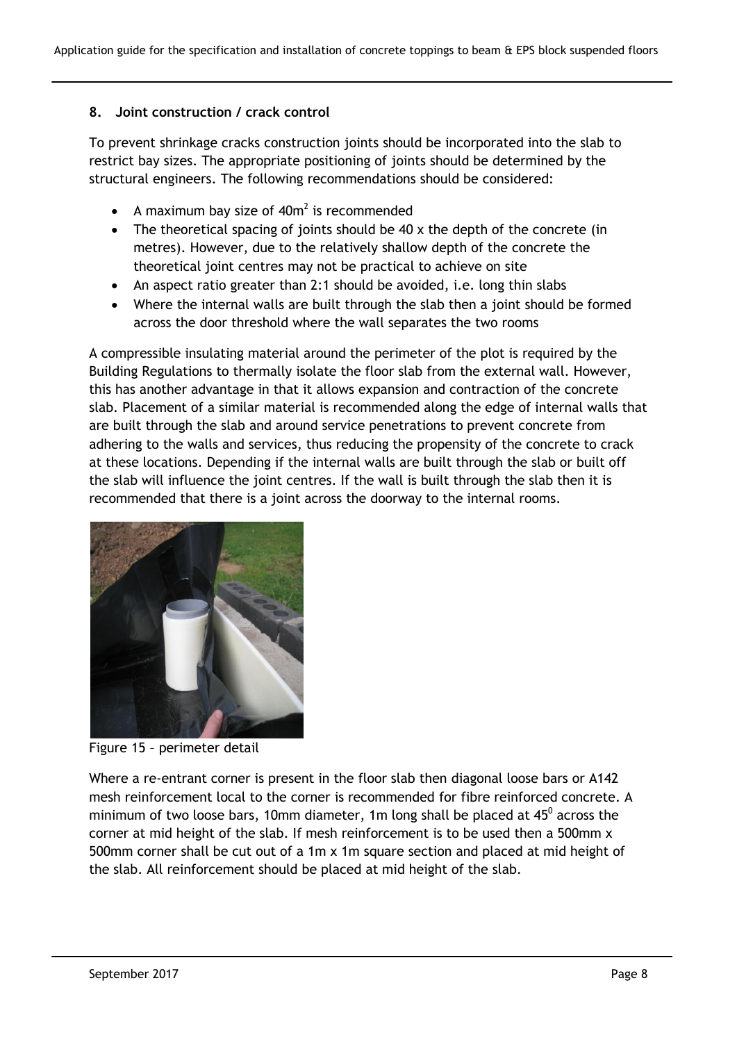## 8. Joint construction / crack control

To prevent shrinkage cracks construction joints should be incorporated into the slab to restrict bay sizes. The appropriate positioning of joints should be determined by the structural engineers. The following recommendations should be considered:

- A maximum bay size of $40m^2$ is recommended
- The theoretical spacing of joints should be 40 x the depth of the concrete (in metres). However, due to the relatively shallow depth of the concrete the theoretical joint centres may not be practical to achieve on site
- An aspect ratio greater than 2:1 should be avoided, i.e. long thin slabs
- Where the internal walls are built through the slab then a joint should be formed across the door threshold where the wall separates the two rooms

A compressible insulating material around the perimeter of the plot is required by the Building Regulations to thermally isolate the floor slab from the external wall. However, this has another advantage in that it allows expansion and contraction of the concrete slab. Placement of a similar material is recommended along the edge of internal walls that are built through the slab and around service penetrations to prevent concrete from adhering to the walls and services, thus reducing the propensity of the concrete to crack at these locations. Depending if the internal walls are built through the slab or built off the slab will influence the joint centres. If the wall is built through the slab then it is recommended that there is a joint across the doorway to the internal rooms.

Figure 15 – perimeter detail

Where a re-entrant corner is present in the floor slab then diagonal loose bars or A142 mesh reinforcement local to the corner is recommended for fibre reinforced concrete. A minimum of two loose bars, 10mm diameter, 1m long shall be placed at $45^0$ across the corner at mid height of the slab. If mesh reinforcement is to be used then a 500mm x 500mm corner shall be cut out of a 1m x 1m square section and placed at mid height of the slab. All reinforcement should be placed at mid height of the slab.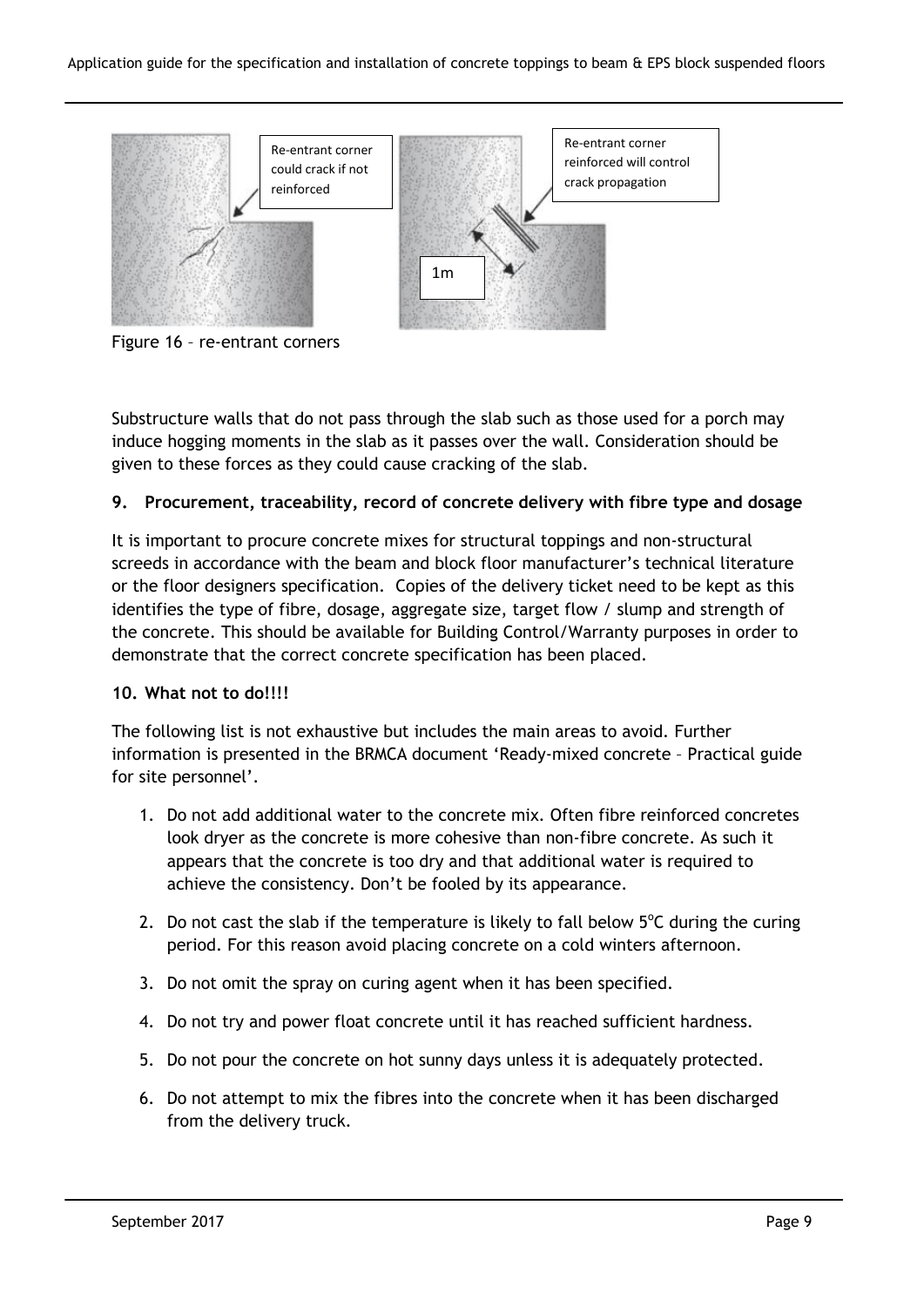Re-entrant corner could crack if not reinforced

Re-entrant corner reinforced will control crack propagation

1m

Figure 16 – re-entrant corners

Substructure walls that do not pass through the slab such as those used for a porch may induce hogging moments in the slab as it passes over the wall. Consideration should be given to these forces as they could cause cracking of the slab.

## 9. Procurement, traceability, record of concrete delivery with fibre type and dosage

It is important to procure concrete mixes for structural toppings and non-structural screeds in accordance with the beam and block floor manufacturer's technical literature or the floor designers specification. Copies of the delivery ticket need to be kept as this identifies the type of fibre, dosage, aggregate size, target flow / slump and strength of the concrete. This should be available for Building Control/Warranty purposes in order to demonstrate that the correct concrete specification has been placed.

## 10. What not to do!!!!

The following list is not exhaustive but includes the main areas to avoid. Further information is presented in the BRMCA document 'Ready-mixed concrete – Practical guide for site personnel'.

1. Do not add additional water to the concrete mix. Often fibre reinforced concretes look dryer as the concrete is more cohesive than non-fibre concrete. As such it appears that the concrete is too dry and that additional water is required to achieve the consistency. Don't be fooled by its appearance.
2. Do not cast the slab if the temperature is likely to fall below 5°C during the curing period. For this reason avoid placing concrete on a cold winters afternoon.
3. Do not omit the spray on curing agent when it has been specified.
4. Do not try and power float concrete until it has reached sufficient hardness.
5. Do not pour the concrete on hot sunny days unless it is adequately protected.
6. Do not attempt to mix the fibres into the concrete when it has been discharged from the delivery truck.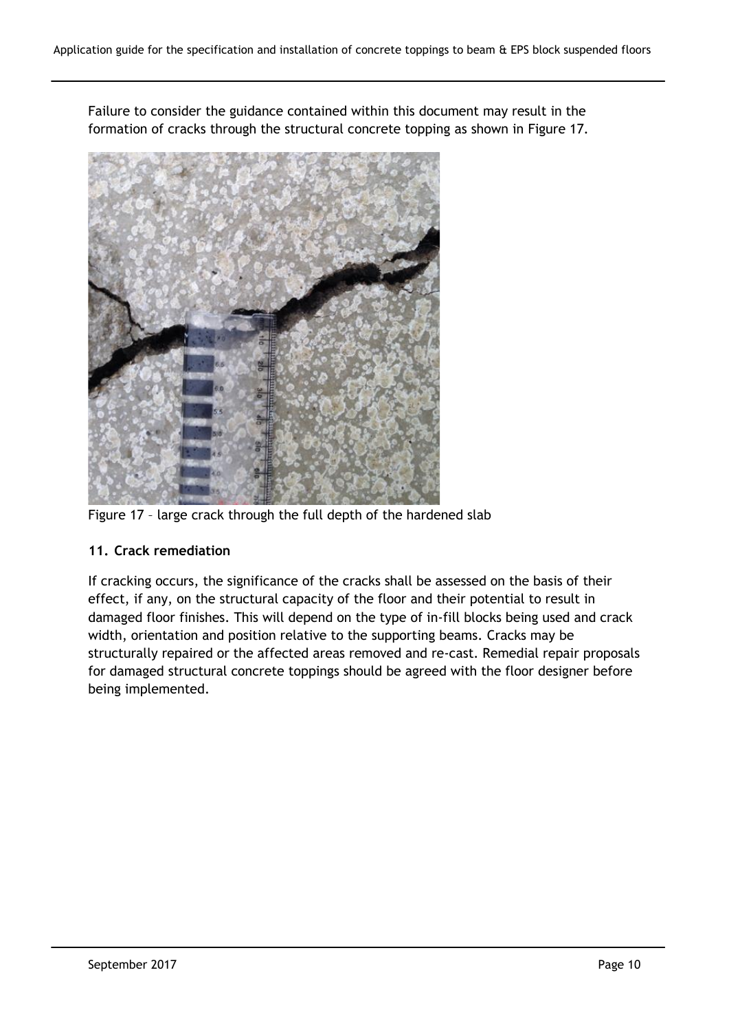Failure to consider the guidance contained within this document may result in the formation of cracks through the structural concrete topping as shown in Figure 17.

Figure 17 – large crack through the full depth of the hardened slab

## 11. Crack remediation

If cracking occurs, the significance of the cracks shall be assessed on the basis of their effect, if any, on the structural capacity of the floor and their potential to result in damaged floor finishes. This will depend on the type of in-fill blocks being used and crack width, orientation and position relative to the supporting beams. Cracks may be structurally repaired or the affected areas removed and re-cast. Remedial repair proposals for damaged structural concrete toppings should be agreed with the floor designer before being implemented.